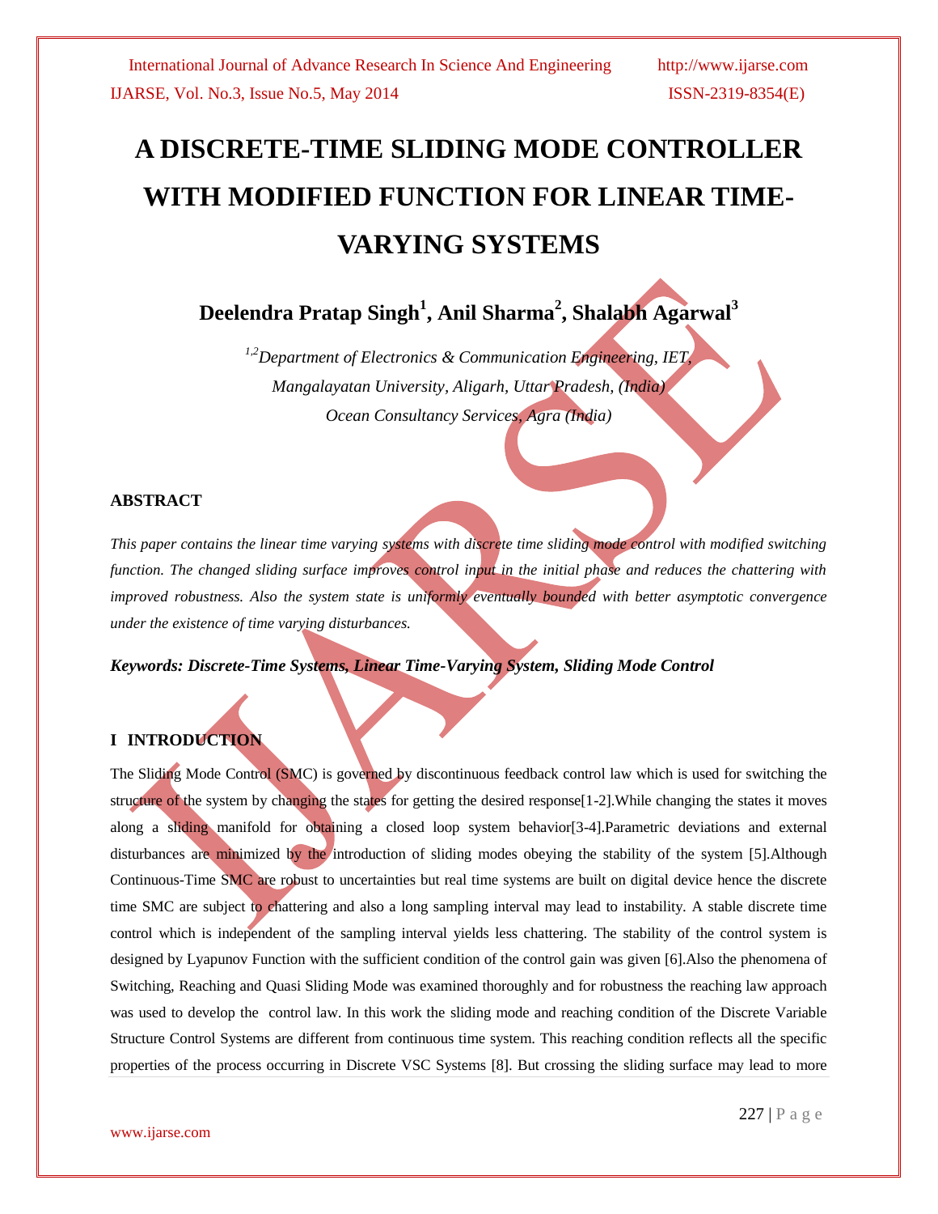# A DISCRETE-TIME SLIDING MODE CONTROLLER WITH MODIFIED FUNCTION FOR LINEAR TIME-VARYING SYSTEMS

**Deelendra Pratap Singh[1], Anil Sharma[2], Shalabh Agarwal[3]**

*[1,2]Department of Electronics & Communication Engineering, IET, Mangalayatan University, Aligarh, Uttar Pradesh, (India)*
*Ocean Consultancy Services, Agra (India)*

## ABSTRACT

*This paper contains the linear time varying systems with discrete time sliding mode control with modified switching function. The changed sliding surface improves control input in the initial phase and reduces the chattering with improved robustness. Also the system state is uniformly eventually bounded with better asymptotic convergence under the existence of time varying disturbances.*

***Keywords: Discrete-Time Systems, Linear Time-Varying System, Sliding Mode Control***

## I INTRODUCTION

The Sliding Mode Control (SMC) is governed by discontinuous feedback control law which is used for switching the structure of the system by changing the states for getting the desired response[1-2].While changing the states it moves along a sliding manifold for obtaining a closed loop system behavior[3-4].Parametric deviations and external disturbances are minimized by the introduction of sliding modes obeying the stability of the system [5].Although Continuous-Time SMC are robust to uncertainties but real time systems are built on digital device hence the discrete time SMC are subject to chattering and also a long sampling interval may lead to instability. A stable discrete time control which is independent of the sampling interval yields less chattering. The stability of the control system is designed by Lyapunov Function with the sufficient condition of the control gain was given [6].Also the phenomena of Switching, Reaching and Quasi Sliding Mode was examined thoroughly and for robustness the reaching law approach was used to develop the control law. In this work the sliding mode and reaching condition of the Discrete Variable Structure Control Systems are different from continuous time system. This reaching condition reflects all the specific properties of the process occurring in Discrete VSC Systems [8]. But crossing the sliding surface may lead to more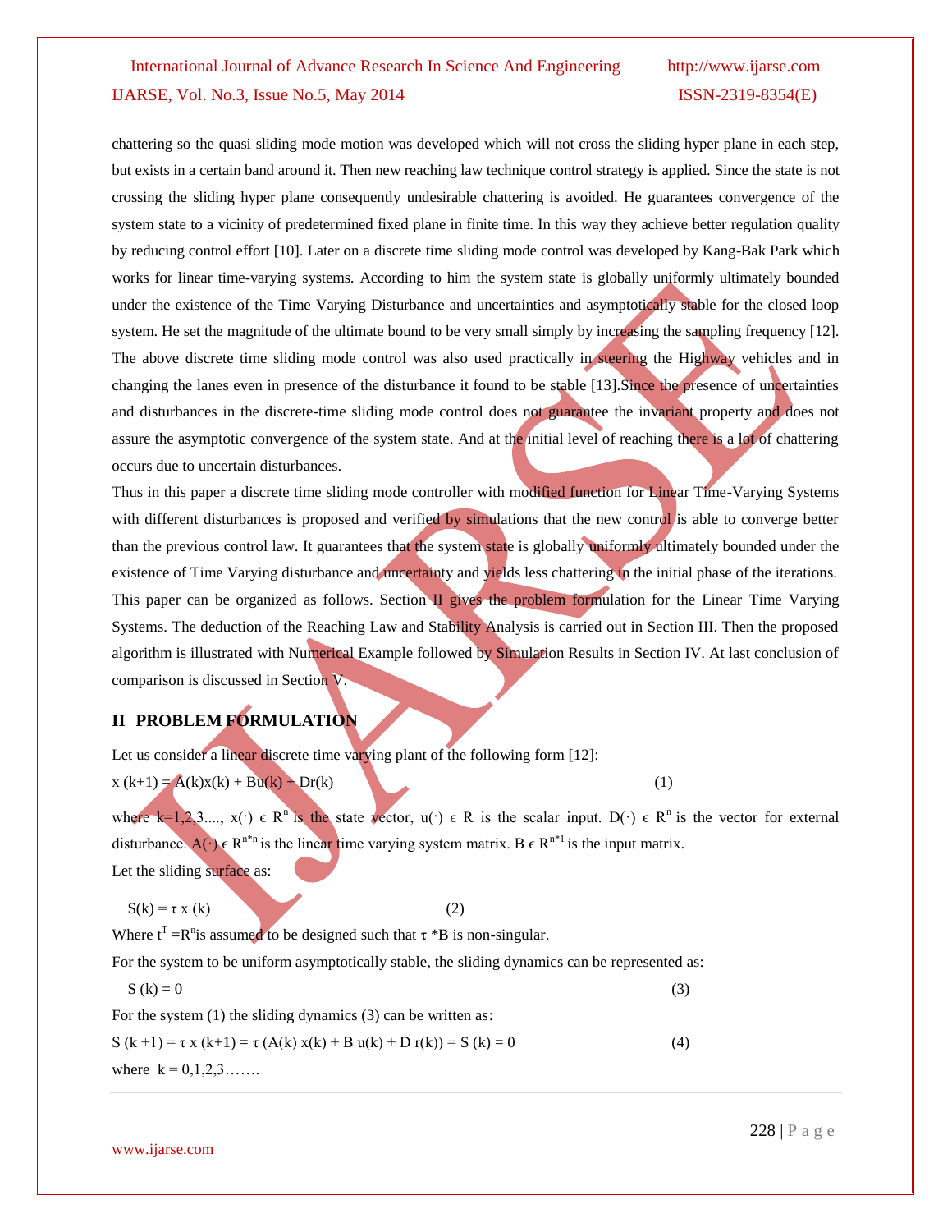chattering so the quasi sliding mode motion was developed which will not cross the sliding hyper plane in each step, but exists in a certain band around it. Then new reaching law technique control strategy is applied. Since the state is not crossing the sliding hyper plane consequently undesirable chattering is avoided. He guarantees convergence of the system state to a vicinity of predetermined fixed plane in finite time. In this way they achieve better regulation quality by reducing control effort [10]. Later on a discrete time sliding mode control was developed by Kang-Bak Park which works for linear time-varying systems. According to him the system state is globally uniformly ultimately bounded under the existence of the Time Varying Disturbance and uncertainties and asymptotically stable for the closed loop system. He set the magnitude of the ultimate bound to be very small simply by increasing the sampling frequency [12]. The above discrete time sliding mode control was also used practically in steering the Highway vehicles and in changing the lanes even in presence of the disturbance it found to be stable [13].Since the presence of uncertainties and disturbances in the discrete-time sliding mode control does not guarantee the invariant property and does not assure the asymptotic convergence of the system state. And at the initial level of reaching there is a lot of chattering occurs due to uncertain disturbances.

Thus in this paper a discrete time sliding mode controller with modified function for Linear Time-Varying Systems with different disturbances is proposed and verified by simulations that the new control is able to converge better than the previous control law. It guarantees that the system state is globally uniformly ultimately bounded under the existence of Time Varying disturbance and uncertainty and yields less chattering in the initial phase of the iterations. This paper can be organized as follows. Section II gives the problem formulation for the Linear Time Varying Systems. The deduction of the Reaching Law and Stability Analysis is carried out in Section III. Then the proposed algorithm is illustrated with Numerical Example followed by Simulation Results in Section IV. At last conclusion of comparison is discussed in Section V.

## II PROBLEM FORMULATION

Let us consider a linear discrete time varying plant of the following form [12]:

$$x(k+1) = A(k)x(k) + Bu(k) + Dr(k) \quad (1)$$

where k=1,2,3...., $x(\cdot) \in R^n$ is the state vector, $u(\cdot) \in R$ is the scalar input. $D(\cdot) \in R^n$ is the vector for external disturbance. $A(\cdot) \in R^{n*n}$ is the linear time varying system matrix. $B \in R^{n*1}$ is the input matrix.

Let the sliding surface as:

$$S(k) = \tau\, x(k) \quad (2)$$

Where $t^T = R^n$ is assumed to be designed such that $\tau * B$ is non-singular.

For the system to be uniform asymptotically stable, the sliding dynamics can be represented as:

$$S(k) = 0 \quad (3)$$

For the system (1) the sliding dynamics (3) can be written as:

$$S(k+1) = \tau\, x(k+1) = \tau\,(A(k)\, x(k) + B\, u(k) + D\, r(k)) = S(k) = 0 \quad (4)$$

where k = 0,1,2,3…….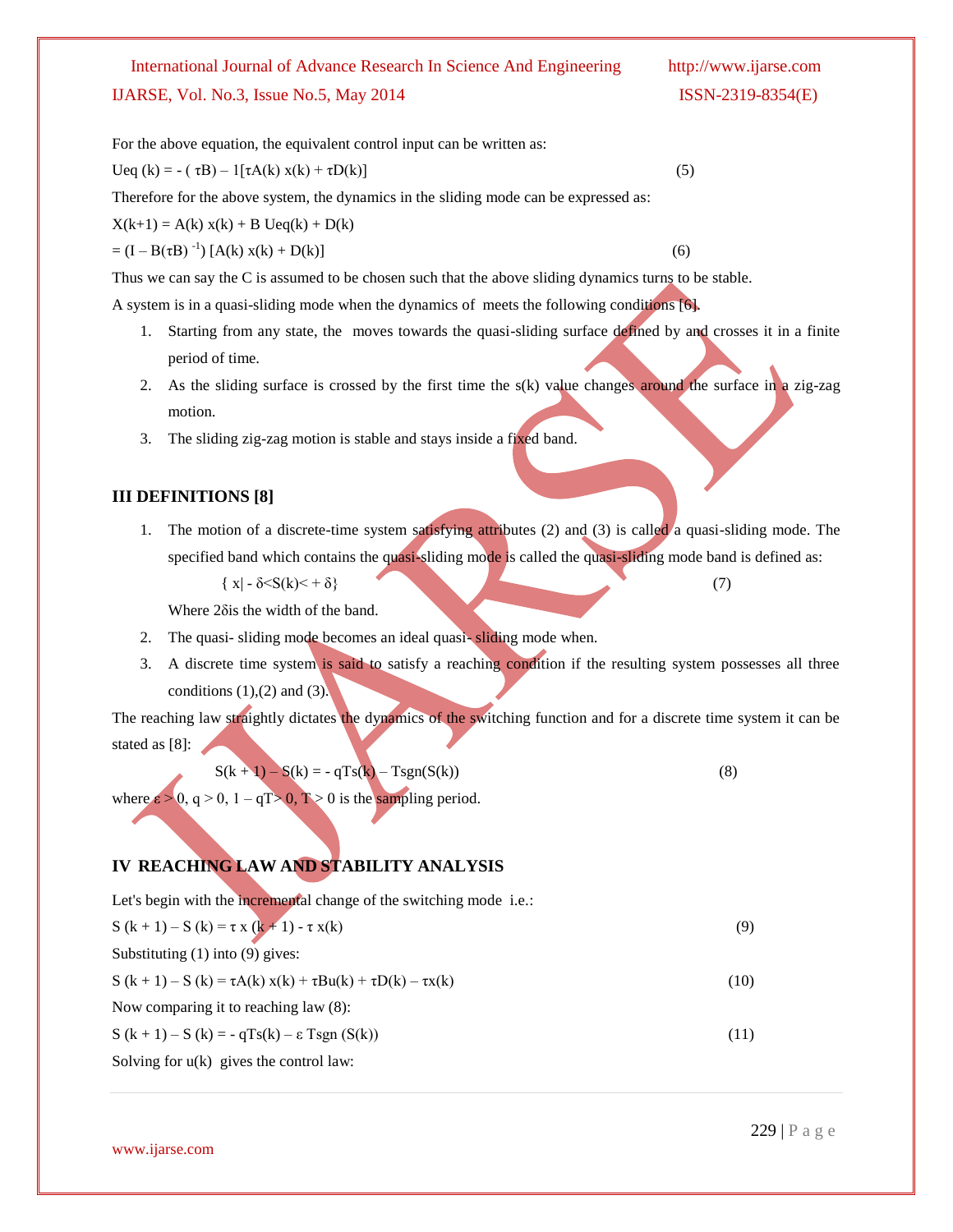For the above equation, the equivalent control input can be written as:

$$U_{eq}(k) = -(\tau B) - 1[\tau A(k)\, x(k) + \tau D(k)] \quad (5)$$

Therefore for the above system, the dynamics in the sliding mode can be expressed as:

$$X(k+1) = A(k)\, x(k) + B\, U_{eq}(k) + D(k)$$

$$= (I - B(\tau B)^{-1})\, [A(k)\, x(k) + D(k)] \quad (6)$$

Thus we can say the C is assumed to be chosen such that the above sliding dynamics turns to be stable.

A system is in a quasi-sliding mode when the dynamics of meets the following conditions [6].

1. Starting from any state, the moves towards the quasi-sliding surface defined by and crosses it in a finite period of time.
2. As the sliding surface is crossed by the first time the s(k) value changes around the surface in a zig-zag motion.
3. The sliding zig-zag motion is stable and stays inside a fixed band.

## III DEFINITIONS [8]

1. The motion of a discrete-time system satisfying attributes (2) and (3) is called a quasi-sliding mode. The specified band which contains the quasi-sliding mode is called the quasi-sliding mode band is defined as:

   $$\{ x \mid -\delta < S(k) < +\delta \} \quad (7)$$

   Where $2\delta$ is the width of the band.
2. The quasi- sliding mode becomes an ideal quasi- sliding mode when.
3. A discrete time system is said to satisfy a reaching condition if the resulting system possesses all three conditions (1),(2) and (3).

The reaching law straightly dictates the dynamics of the switching function and for a discrete time system it can be stated as [8]:

$$S(k+1) - S(k) = -qTs(k) - T\mathrm{sgn}(S(k)) \quad (8)$$

where $\varepsilon > 0$, $q > 0$, $1 - qT > 0$, $T > 0$ is the sampling period.

## IV REACHING LAW AND STABILITY ANALYSIS

Let's begin with the incremental change of the switching mode i.e.:

$$S(k+1) - S(k) = \tau x(k+1) - \tau x(k) \quad (9)$$

Substituting (1) into (9) gives:

$$S(k+1) - S(k) = \tau A(k)\, x(k) + \tau B u(k) + \tau D(k) - \tau x(k) \quad (10)$$

Now comparing it to reaching law (8):

$$S(k+1) - S(k) = -qTs(k) - \varepsilon\, T\mathrm{sgn}(S(k)) \quad (11)$$

Solving for u(k) gives the control law: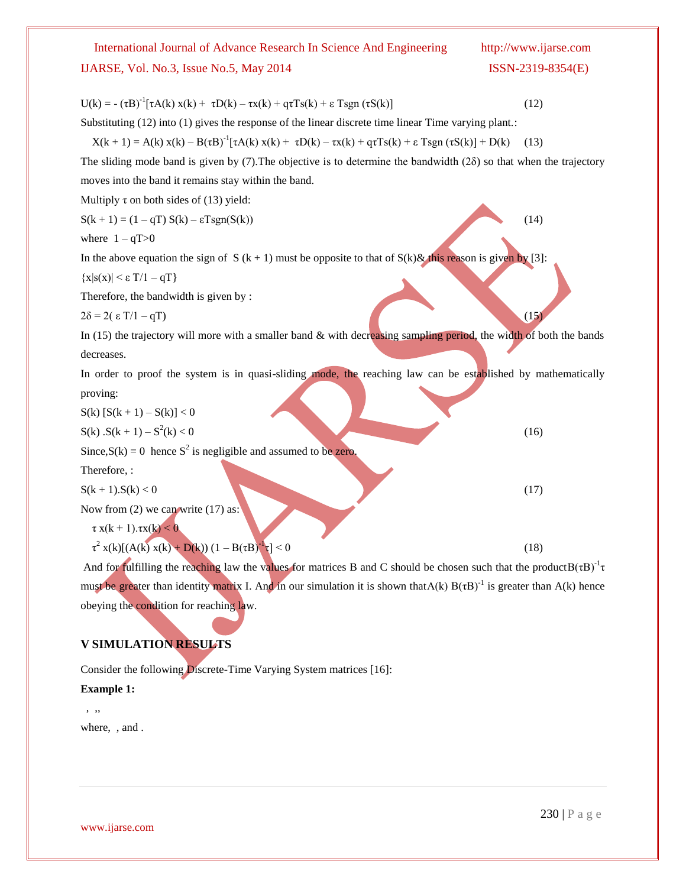$$U(k) = -(\tau B)^{-1}[\tau A(k)\,x(k) + \tau D(k) - \tau x(k) + q\tau T s(k) + \varepsilon\, T \text{sgn}(\tau S(k)] \quad (12)$$

Substituting (12) into (1) gives the response of the linear discrete time linear Time varying plant.:

$$X(k+1) = A(k)\,x(k) - B(\tau B)^{-1}[\tau A(k)\,x(k) + \tau D(k) - \tau x(k) + q\tau T s(k) + \varepsilon\, T \text{sgn}(\tau S(k)] + D(k) \quad (13)$$

The sliding mode band is given by (7).The objective is to determine the bandwidth ($2\delta$) so that when the trajectory moves into the band it remains stay within the band.

Multiply $\tau$ on both sides of (13) yield:

$$S(k+1) = (1 - qT)\,S(k) - \varepsilon T \text{sgn}(S(k)) \quad (14)$$

where $1 - qT > 0$

In the above equation the sign of $S(k+1)$ must be opposite to that of $S(k)$& this reason is given by [3]:

$\{x|s(x)| < \varepsilon\, T/1 - qT\}$

Therefore, the bandwidth is given by :

$$2\delta = 2(\varepsilon\, T/1 - qT) \quad (15)$$

In (15) the trajectory will more with a smaller band & with decreasing sampling period, the width of both the bands decreases.

In order to proof the system is in quasi-sliding mode, the reaching law can be established by mathematically proving:

$$S(k)\,[S(k+1) - S(k)] < 0$$

$$S(k)\,.S(k+1) - S^2(k) < 0 \quad (16)$$

Since,$S(k) = 0$ hence $S^2$ is negligible and assumed to be zero.

Therefore, :

$$S(k+1).S(k) < 0 \quad (17)$$

Now from (2) we can write (17) as:

$$\tau\, x(k+1).\tau x(k) < 0$$

$$\tau^2\, x(k)[(A(k)\,x(k) + D(k))\,(1 - B(\tau B)^{-1}\tau] < 0 \quad (18)$$

And for fulfilling the reaching law the values for matrices B and C should be chosen such that the product$B(\tau B)^{-1}\tau$ must be greater than identity matrix I. And in our simulation it is shown that$A(k)\,B(\tau B)^{-1}$ is greater than $A(k)$ hence obeying the condition for reaching law.

## V SIMULATION RESULTS

Consider the following Discrete-Time Varying System matrices [16]:

**Example 1:**

, ,,

where, , and .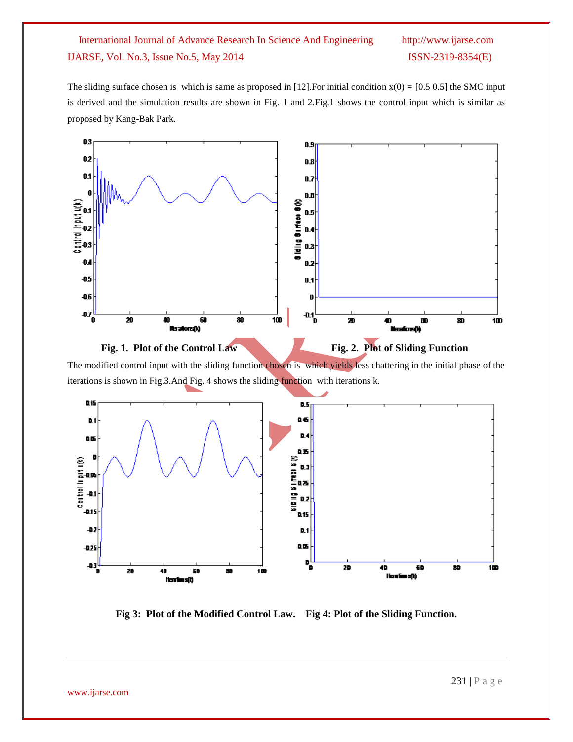The sliding surface chosen is which is same as proposed in [12].For initial condition x(0) = [0.5 0.5] the SMC input is derived and the simulation results are shown in Fig. 1 and 2.Fig.1 shows the control input which is similar as proposed by Kang-Bak Park.

**Fig. 1. Plot of the Control Law** **Fig. 2. Plot of Sliding Function**

The modified control input with the sliding function chosen is which yields less chattering in the initial phase of the iterations is shown in Fig.3.And Fig. 4 shows the sliding function with iterations k.

**Fig 3: Plot of the Modified Control Law.** **Fig 4: Plot of the Sliding Function.**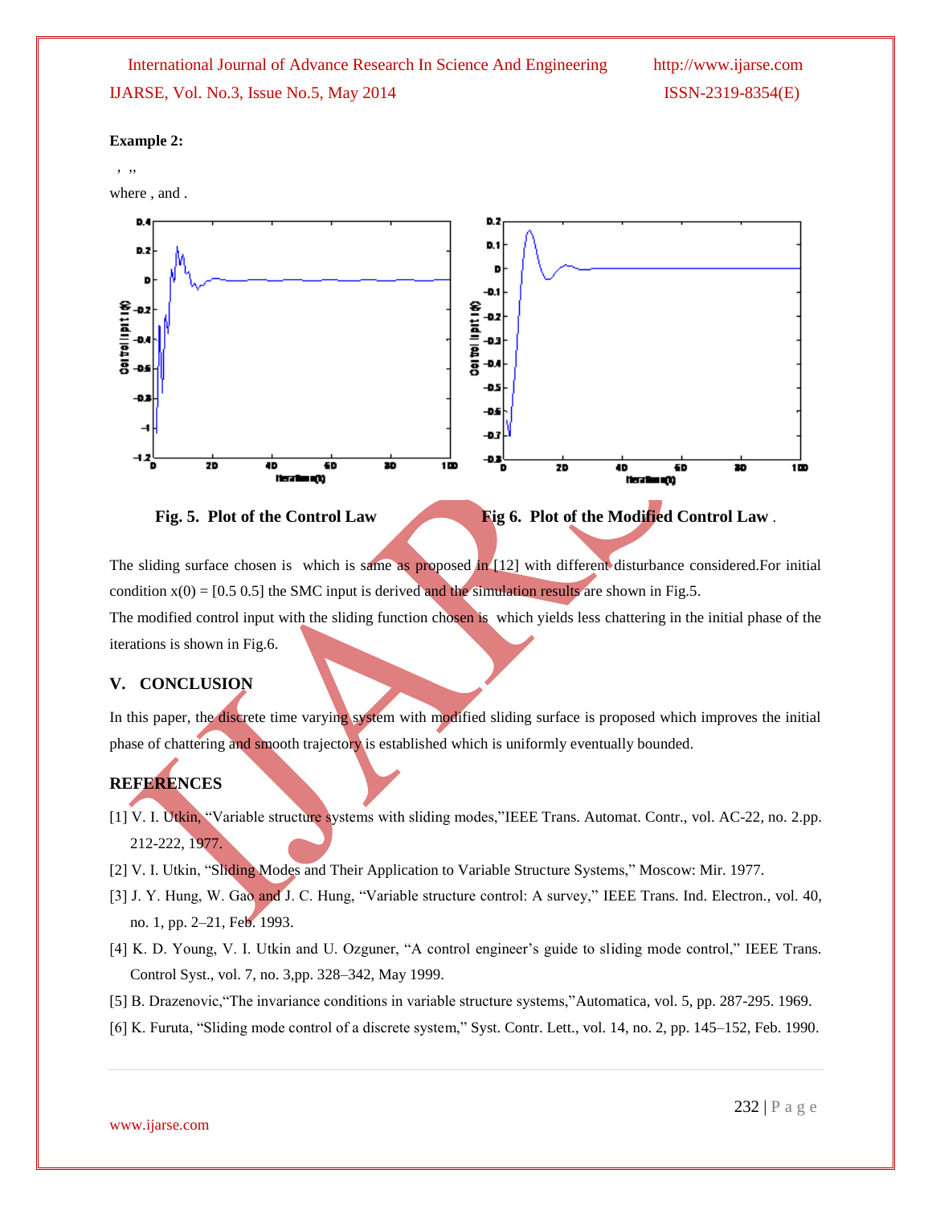**Example 2:**

, ,,

where , and .

**Fig. 5. Plot of the Control Law** **Fig 6. Plot of the Modified Control Law** .

The sliding surface chosen is which is same as proposed in [12] with different disturbance considered.For initial condition x(0) = [0.5 0.5] the SMC input is derived and the simulation results are shown in Fig.5.

The modified control input with the sliding function chosen is which yields less chattering in the initial phase of the iterations is shown in Fig.6.

## V. CONCLUSION

In this paper, the discrete time varying system with modified sliding surface is proposed which improves the initial phase of chattering and smooth trajectory is established which is uniformly eventually bounded.

## REFERENCES

[1] V. I. Utkin, "Variable structure systems with sliding modes,"IEEE Trans. Automat. Contr., vol. AC-22, no. 2.pp. 212-222, 1977.

[2] V. I. Utkin, "Sliding Modes and Their Application to Variable Structure Systems," Moscow: Mir. 1977.

[3] J. Y. Hung, W. Gao and J. C. Hung, "Variable structure control: A survey," IEEE Trans. Ind. Electron., vol. 40, no. 1, pp. 2–21, Feb. 1993.

[4] K. D. Young, V. I. Utkin and U. Ozguner, "A control engineer's guide to sliding mode control," IEEE Trans. Control Syst., vol. 7, no. 3,pp. 328–342, May 1999.

[5] B. Drazenovic,"The invariance conditions in variable structure systems,"Automatica, vol. 5, pp. 287-295. 1969.

[6] K. Furuta, "Sliding mode control of a discrete system," Syst. Contr. Lett., vol. 14, no. 2, pp. 145–152, Feb. 1990.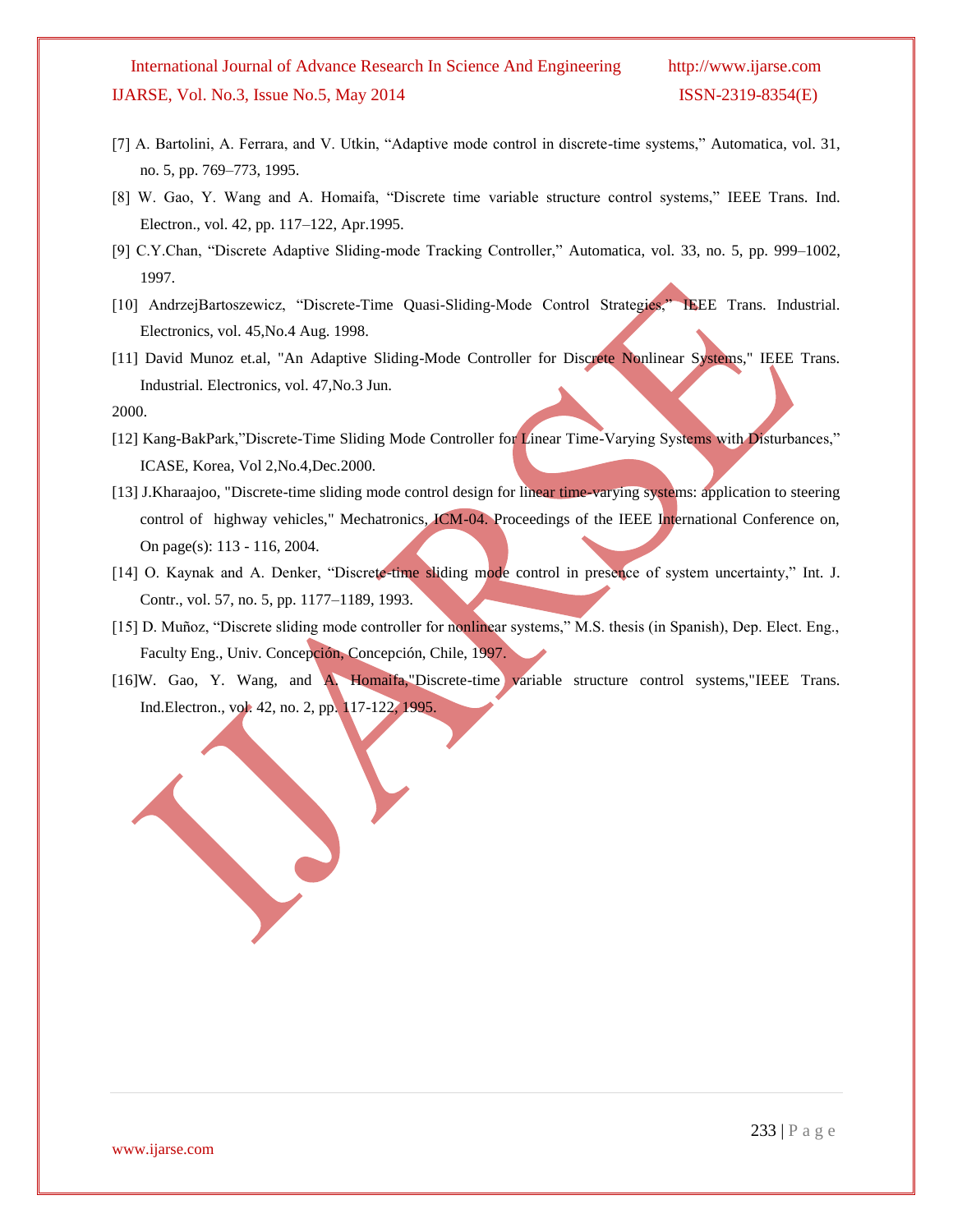[7] A. Bartolini, A. Ferrara, and V. Utkin, “Adaptive mode control in discrete-time systems,” Automatica, vol. 31, no. 5, pp. 769–773, 1995.

[8] W. Gao, Y. Wang and A. Homaifa, “Discrete time variable structure control systems,” IEEE Trans. Ind. Electron., vol. 42, pp. 117–122, Apr.1995.

[9] C.Y.Chan, “Discrete Adaptive Sliding-mode Tracking Controller,” Automatica, vol. 33, no. 5, pp. 999–1002, 1997.

[10] AndrzejBartoszewicz, “Discrete-Time Quasi-Sliding-Mode Control Strategies,” IEEE Trans. Industrial. Electronics, vol. 45,No.4 Aug. 1998.

[11] David Munoz et.al, "An Adaptive Sliding-Mode Controller for Discrete Nonlinear Systems," IEEE Trans. Industrial. Electronics, vol. 47,No.3 Jun.

2000.

[12] Kang-BakPark,”Discrete-Time Sliding Mode Controller for Linear Time-Varying Systems with Disturbances,” ICASE, Korea, Vol 2,No.4,Dec.2000.

[13] J.Kharaajoo, "Discrete-time sliding mode control design for linear time-varying systems: application to steering control of highway vehicles," Mechatronics, ICM-04. Proceedings of the IEEE International Conference on, On page(s): 113 - 116, 2004.

[14] O. Kaynak and A. Denker, “Discrete-time sliding mode control in presence of system uncertainty,” Int. J. Contr., vol. 57, no. 5, pp. 1177–1189, 1993.

[15] D. Muñoz, “Discrete sliding mode controller for nonlinear systems,” M.S. thesis (in Spanish), Dep. Elect. Eng., Faculty Eng., Univ. Concepción, Concepción, Chile, 1997.

[16]W. Gao, Y. Wang, and A. Homaifa,"Discrete-time variable structure control systems,"IEEE Trans. Ind.Electron., vol. 42, no. 2, pp. 117-122, 1995.